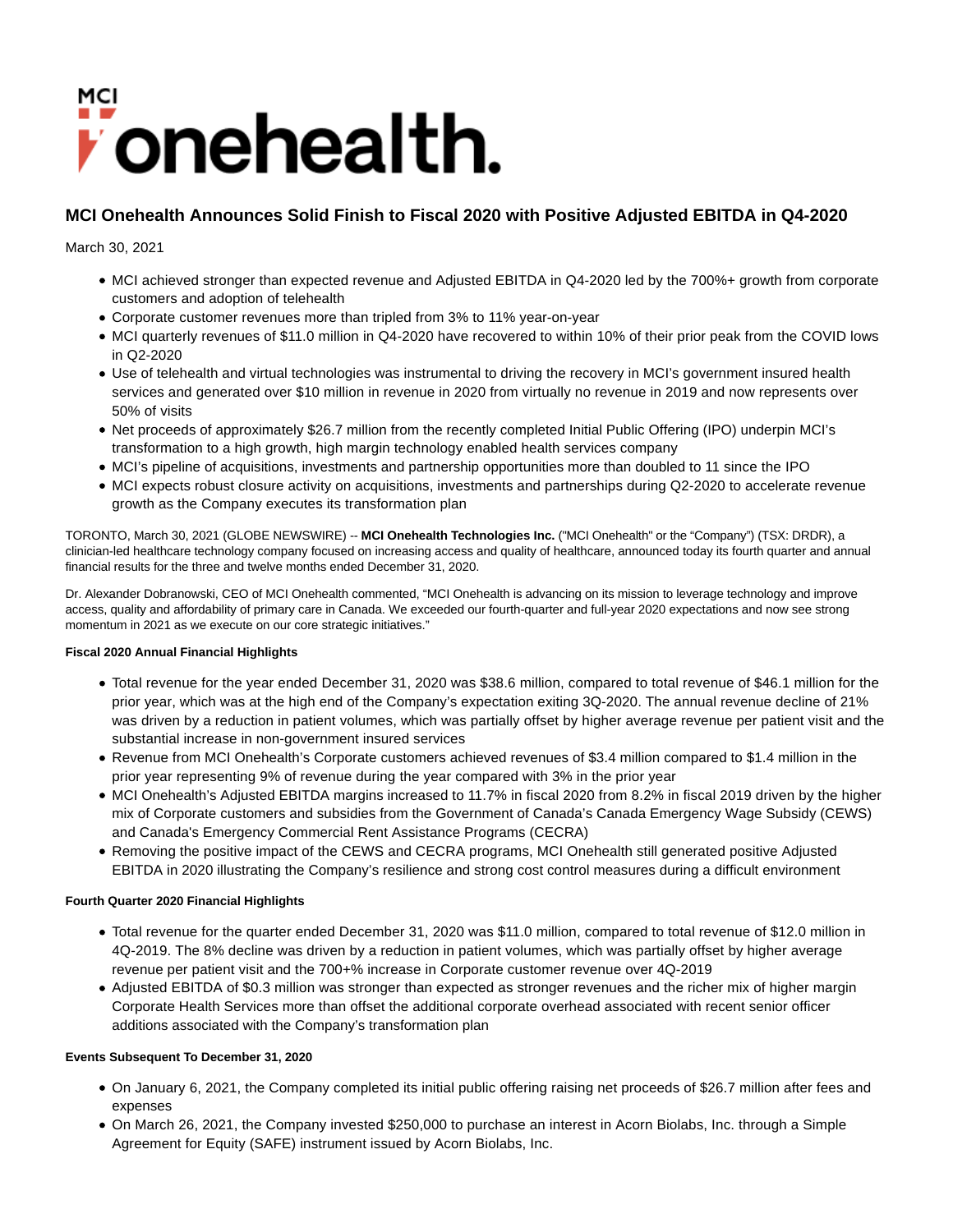MCI onehealth.

## MCI Onehealth Announces Solid Finish to Fiscal 2020 with Positive Adjusted EBITDA in Q4-2020

March 30, 2021

- MCI achieved stronger than expected revenue and Adjusted EBITDA in Q4-2020 led by the 700%+ growth from corporate customers and adoption of telehealth
- Corporate customer revenues more than tripled from 3% to 11% year-on-year
- MCI quarterly revenues of $11.0 million in Q4-2020 have recovered to within 10% of their prior peak from the COVID lows in Q2-2020
- Use of telehealth and virtual technologies was instrumental to driving the recovery in MCI's government insured health services and generated over $10 million in revenue in 2020 from virtually no revenue in 2019 and now represents over 50% of visits
- Net proceeds of approximately $26.7 million from the recently completed Initial Public Offering (IPO) underpin MCI's transformation to a high growth, high margin technology enabled health services company
- MCI's pipeline of acquisitions, investments and partnership opportunities more than doubled to 11 since the IPO
- MCI expects robust closure activity on acquisitions, investments and partnerships during Q2-2020 to accelerate revenue growth as the Company executes its transformation plan

TORONTO, March 30, 2021 (GLOBE NEWSWIRE) -- **MCI Onehealth Technologies Inc.** ("MCI Onehealth" or the "Company") (TSX: DRDR), a clinician-led healthcare technology company focused on increasing access and quality of healthcare, announced today its fourth quarter and annual financial results for the three and twelve months ended December 31, 2020.

Dr. Alexander Dobranowski, CEO of MCI Onehealth commented, "MCI Onehealth is advancing on its mission to leverage technology and improve access, quality and affordability of primary care in Canada. We exceeded our fourth-quarter and full-year 2020 expectations and now see strong momentum in 2021 as we execute on our core strategic initiatives."

**Fiscal 2020 Annual Financial Highlights**

- Total revenue for the year ended December 31, 2020 was $38.6 million, compared to total revenue of $46.1 million for the prior year, which was at the high end of the Company's expectation exiting 3Q-2020. The annual revenue decline of 21% was driven by a reduction in patient volumes, which was partially offset by higher average revenue per patient visit and the substantial increase in non-government insured services
- Revenue from MCI Onehealth's Corporate customers achieved revenues of $3.4 million compared to $1.4 million in the prior year representing 9% of revenue during the year compared with 3% in the prior year
- MCI Onehealth's Adjusted EBITDA margins increased to 11.7% in fiscal 2020 from 8.2% in fiscal 2019 driven by the higher mix of Corporate customers and subsidies from the Government of Canada's Canada Emergency Wage Subsidy (CEWS) and Canada's Emergency Commercial Rent Assistance Programs (CECRA)
- Removing the positive impact of the CEWS and CECRA programs, MCI Onehealth still generated positive Adjusted EBITDA in 2020 illustrating the Company's resilience and strong cost control measures during a difficult environment

**Fourth Quarter 2020 Financial Highlights**

- Total revenue for the quarter ended December 31, 2020 was $11.0 million, compared to total revenue of $12.0 million in 4Q-2019. The 8% decline was driven by a reduction in patient volumes, which was partially offset by higher average revenue per patient visit and the 700+% increase in Corporate customer revenue over 4Q-2019
- Adjusted EBITDA of $0.3 million was stronger than expected as stronger revenues and the richer mix of higher margin Corporate Health Services more than offset the additional corporate overhead associated with recent senior officer additions associated with the Company's transformation plan

**Events Subsequent To December 31, 2020**

- On January 6, 2021, the Company completed its initial public offering raising net proceeds of $26.7 million after fees and expenses
- On March 26, 2021, the Company invested $250,000 to purchase an interest in Acorn Biolabs, Inc. through a Simple Agreement for Equity (SAFE) instrument issued by Acorn Biolabs, Inc.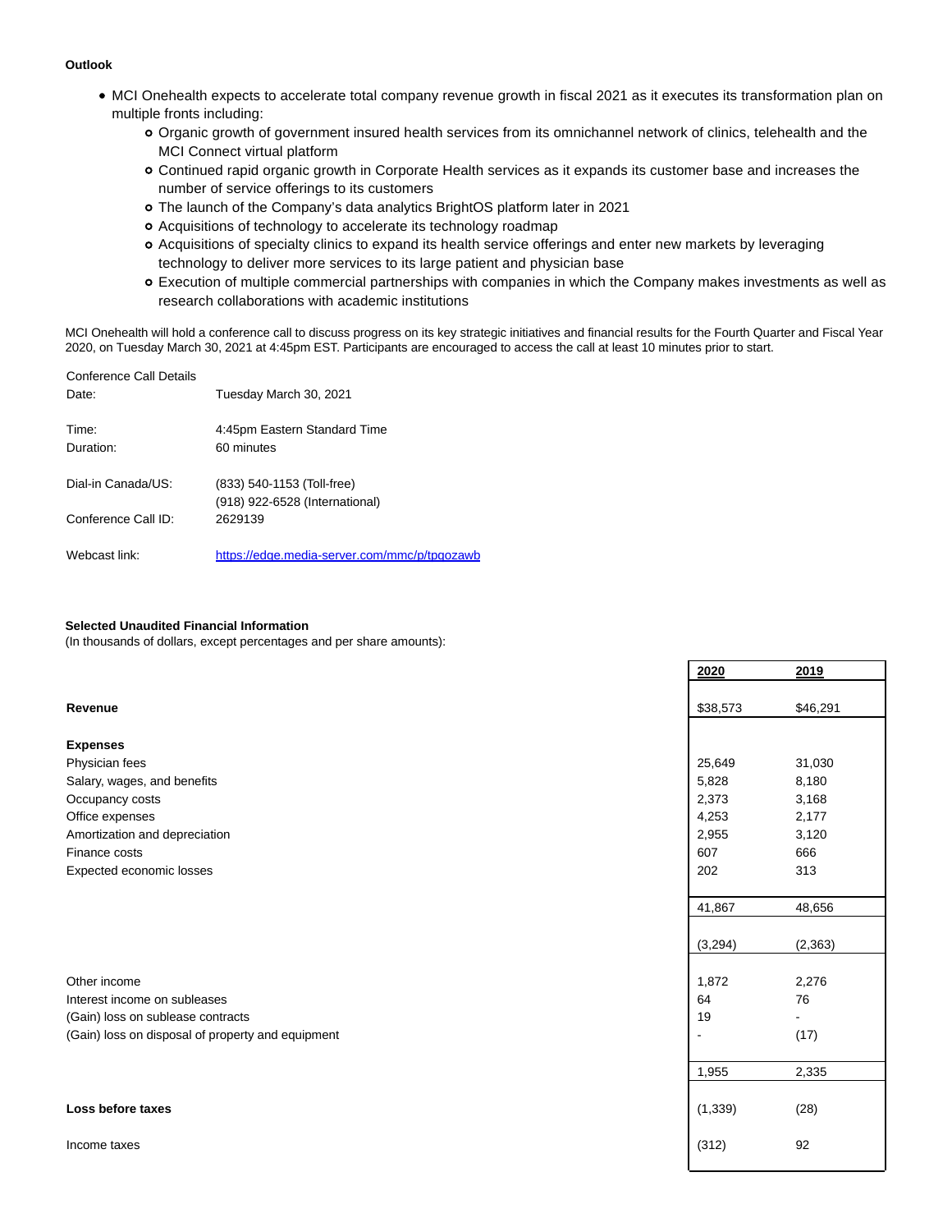**Outlook**

- MCI Onehealth expects to accelerate total company revenue growth in fiscal 2021 as it executes its transformation plan on multiple fronts including:
  - Organic growth of government insured health services from its omnichannel network of clinics, telehealth and the MCI Connect virtual platform
  - Continued rapid organic growth in Corporate Health services as it expands its customer base and increases the number of service offerings to its customers
  - The launch of the Company's data analytics BrightOS platform later in 2021
  - Acquisitions of technology to accelerate its technology roadmap
  - Acquisitions of specialty clinics to expand its health service offerings and enter new markets by leveraging technology to deliver more services to its large patient and physician base
  - Execution of multiple commercial partnerships with companies in which the Company makes investments as well as research collaborations with academic institutions

MCI Onehealth will hold a conference call to discuss progress on its key strategic initiatives and financial results for the Fourth Quarter and Fiscal Year 2020, on Tuesday March 30, 2021 at 4:45pm EST. Participants are encouraged to access the call at least 10 minutes prior to start.

| Conference Call Details | |
|---|---|
| Date: | Tuesday March 30, 2021 |
| Time: | 4:45pm Eastern Standard Time |
| Duration: | 60 minutes |
| Dial-in Canada/US: | (833) 540-1153 (Toll-free)<br>(918) 922-6528 (International) |
| Conference Call ID: | 2629139 |
| Webcast link: | https://edge.media-server.com/mmc/p/tpqozawb |

**Selected Unaudited Financial Information**
(In thousands of dollars, except percentages and per share amounts):

| | 2020 | 2019 |
|---|---|---|
| **Revenue** | $38,573 | $46,291 |
| **Expenses** | | |
| Physician fees | 25,649 | 31,030 |
| Salary, wages, and benefits | 5,828 | 8,180 |
| Occupancy costs | 2,373 | 3,168 |
| Office expenses | 4,253 | 2,177 |
| Amortization and depreciation | 2,955 | 3,120 |
| Finance costs | 607 | 666 |
| Expected economic losses | 202 | 313 |
| | 41,867 | 48,656 |
| | (3,294) | (2,363) |
| Other income | 1,872 | 2,276 |
| Interest income on subleases | 64 | 76 |
| (Gain) loss on sublease contracts | 19 | - |
| (Gain) loss on disposal of property and equipment | - | (17) |
| | 1,955 | 2,335 |
| **Loss before taxes** | (1,339) | (28) |
| Income taxes | (312) | 92 |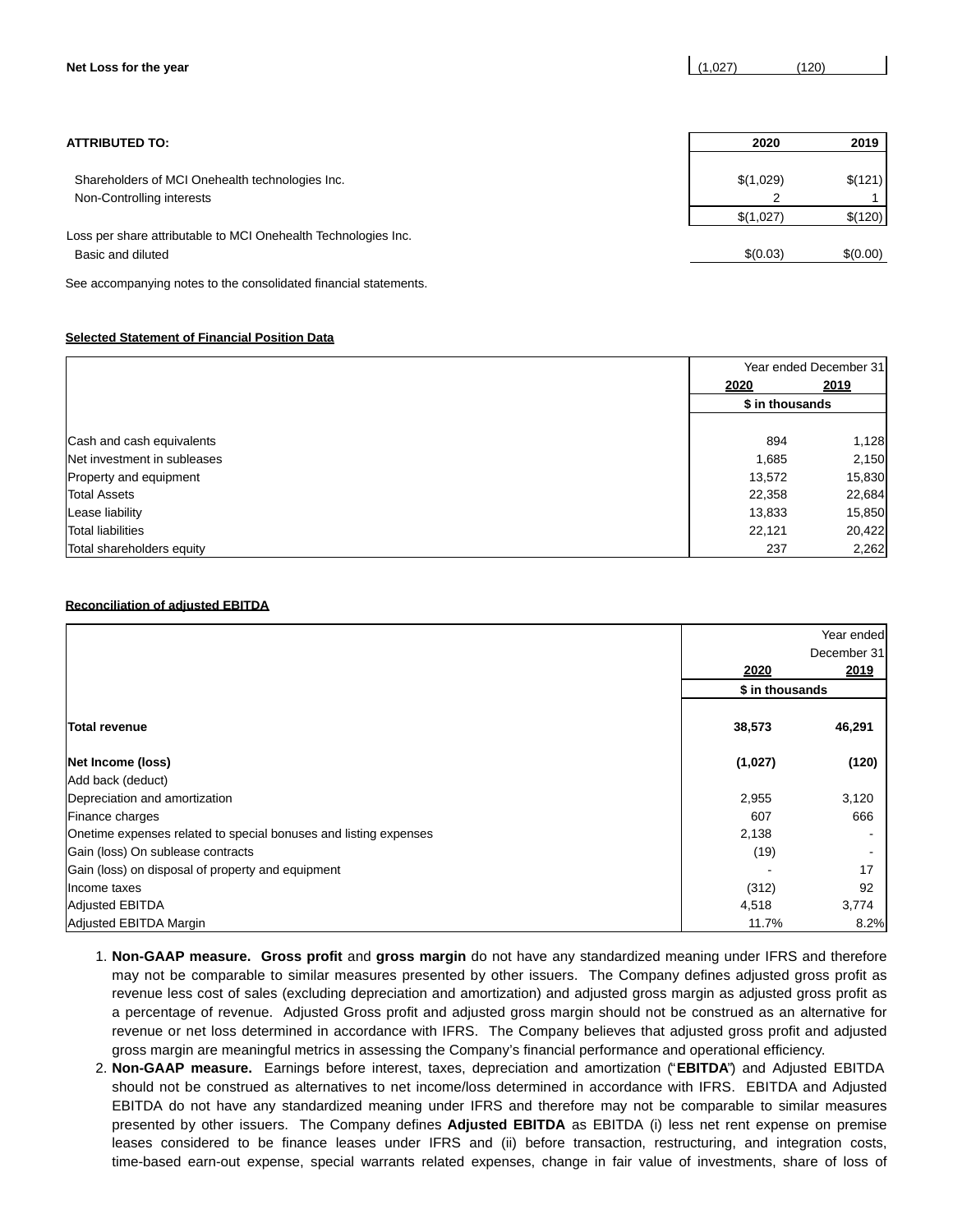| **Net Loss for the year** | (1,027) | (120) |
|---|---|---|

| **ATTRIBUTED TO:** | **2020** | **2019** |
|---|---|---|
| Shareholders of MCI Onehealth technologies Inc. | $(1,029) | $(121) |
| Non-Controlling interests | 2 | 1 |
| | $(1,027) | $(120) |
| Loss per share attributable to MCI Onehealth Technologies Inc. | | |
| Basic and diluted | $(0.03) | $(0.00) |

See accompanying notes to the consolidated financial statements.

**Selected Statement of Financial Position Data**

| | Year ended December 31 | |
|---|---|---|
| | **2020** | **2019** |
| | **$ in thousands** | |
| Cash and cash equivalents | 894 | 1,128 |
| Net investment in subleases | 1,685 | 2,150 |
| Property and equipment | 13,572 | 15,830 |
| Total Assets | 22,358 | 22,684 |
| Lease liability | 13,833 | 15,850 |
| Total liabilities | 22,121 | 20,422 |
| Total shareholders equity | 237 | 2,262 |

**Reconciliation of adjusted EBITDA**

| | Year ended December 31 | |
|---|---|---|
| | **2020** | **2019** |
| | **$ in thousands** | |
| **Total revenue** | **38,573** | **46,291** |
| **Net Income (loss)** | **(1,027)** | **(120)** |
| Add back (deduct) | | |
| Depreciation and amortization | 2,955 | 3,120 |
| Finance charges | 607 | 666 |
| Onetime expenses related to special bonuses and listing expenses | 2,138 | - |
| Gain (loss) On sublease contracts | (19) | - |
| Gain (loss) on disposal of property and equipment | - | 17 |
| Income taxes | (312) | 92 |
| Adjusted EBITDA | 4,518 | 3,774 |
| Adjusted EBITDA Margin | 11.7% | 8.2% |

1. **Non-GAAP measure. Gross profit** and **gross margin** do not have any standardized meaning under IFRS and therefore may not be comparable to similar measures presented by other issuers. The Company defines adjusted gross profit as revenue less cost of sales (excluding depreciation and amortization) and adjusted gross margin as adjusted gross profit as a percentage of revenue. Adjusted Gross profit and adjusted gross margin should not be construed as an alternative for revenue or net loss determined in accordance with IFRS. The Company believes that adjusted gross profit and adjusted gross margin are meaningful metrics in assessing the Company's financial performance and operational efficiency.
2. **Non-GAAP measure.** Earnings before interest, taxes, depreciation and amortization ("**EBITDA**") and Adjusted EBITDA should not be construed as alternatives to net income/loss determined in accordance with IFRS. EBITDA and Adjusted EBITDA do not have any standardized meaning under IFRS and therefore may not be comparable to similar measures presented by other issuers. The Company defines **Adjusted EBITDA** as EBITDA (i) less net rent expense on premise leases considered to be finance leases under IFRS and (ii) before transaction, restructuring, and integration costs, time-based earn-out expense, special warrants related expenses, change in fair value of investments, share of loss of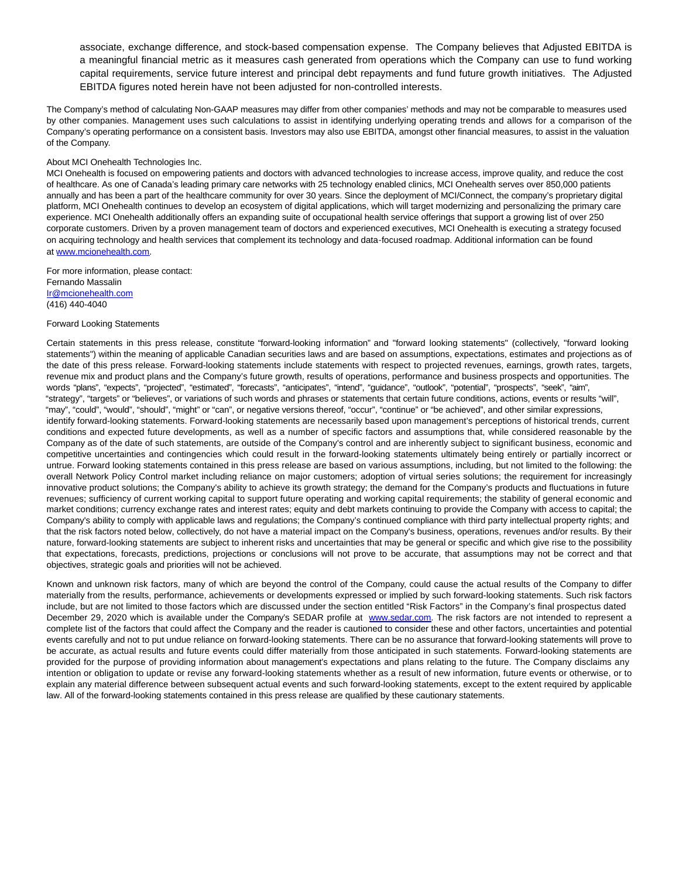associate, exchange difference, and stock-based compensation expense. The Company believes that Adjusted EBITDA is a meaningful financial metric as it measures cash generated from operations which the Company can use to fund working capital requirements, service future interest and principal debt repayments and fund future growth initiatives. The Adjusted EBITDA figures noted herein have not been adjusted for non-controlled interests.

The Company's method of calculating Non-GAAP measures may differ from other companies' methods and may not be comparable to measures used by other companies. Management uses such calculations to assist in identifying underlying operating trends and allows for a comparison of the Company's operating performance on a consistent basis. Investors may also use EBITDA, amongst other financial measures, to assist in the valuation of the Company.

About MCI Onehealth Technologies Inc.
MCI Onehealth is focused on empowering patients and doctors with advanced technologies to increase access, improve quality, and reduce the cost of healthcare. As one of Canada's leading primary care networks with 25 technology enabled clinics, MCI Onehealth serves over 850,000 patients annually and has been a part of the healthcare community for over 30 years. Since the deployment of MCI/Connect, the company's proprietary digital platform, MCI Onehealth continues to develop an ecosystem of digital applications, which will target modernizing and personalizing the primary care experience. MCI Onehealth additionally offers an expanding suite of occupational health service offerings that support a growing list of over 250 corporate customers. Driven by a proven management team of doctors and experienced executives, MCI Onehealth is executing a strategy focused on acquiring technology and health services that complement its technology and data-focused roadmap. Additional information can be found at www.mcionehealth.com.

For more information, please contact:
Fernando Massalin
Ir@mcionehealth.com
(416) 440-4040

Forward Looking Statements

Certain statements in this press release, constitute "forward-looking information" and "forward looking statements" (collectively, "forward looking statements") within the meaning of applicable Canadian securities laws and are based on assumptions, expectations, estimates and projections as of the date of this press release. Forward-looking statements include statements with respect to projected revenues, earnings, growth rates, targets, revenue mix and product plans and the Company's future growth, results of operations, performance and business prospects and opportunities. The words "plans", "expects", "projected", "estimated", "forecasts", "anticipates", "intend", "guidance", "outlook", "potential", "prospects", "seek", "aim", "strategy", "targets" or "believes", or variations of such words and phrases or statements that certain future conditions, actions, events or results "will", "may", "could", "would", "should", "might" or "can", or negative versions thereof, "occur", "continue" or "be achieved", and other similar expressions, identify forward-looking statements. Forward-looking statements are necessarily based upon management's perceptions of historical trends, current conditions and expected future developments, as well as a number of specific factors and assumptions that, while considered reasonable by the Company as of the date of such statements, are outside of the Company's control and are inherently subject to significant business, economic and competitive uncertainties and contingencies which could result in the forward-looking statements ultimately being entirely or partially incorrect or untrue. Forward looking statements contained in this press release are based on various assumptions, including, but not limited to the following: the overall Network Policy Control market including reliance on major customers; adoption of virtual series solutions; the requirement for increasingly innovative product solutions; the Company's ability to achieve its growth strategy; the demand for the Company's products and fluctuations in future revenues; sufficiency of current working capital to support future operating and working capital requirements; the stability of general economic and market conditions; currency exchange rates and interest rates; equity and debt markets continuing to provide the Company with access to capital; the Company's ability to comply with applicable laws and regulations; the Company's continued compliance with third party intellectual property rights; and that the risk factors noted below, collectively, do not have a material impact on the Company's business, operations, revenues and/or results. By their nature, forward-looking statements are subject to inherent risks and uncertainties that may be general or specific and which give rise to the possibility that expectations, forecasts, predictions, projections or conclusions will not prove to be accurate, that assumptions may not be correct and that objectives, strategic goals and priorities will not be achieved.

Known and unknown risk factors, many of which are beyond the control of the Company, could cause the actual results of the Company to differ materially from the results, performance, achievements or developments expressed or implied by such forward-looking statements. Such risk factors include, but are not limited to those factors which are discussed under the section entitled "Risk Factors" in the Company's final prospectus dated December 29, 2020 which is available under the Company's SEDAR profile at www.sedar.com. The risk factors are not intended to represent a complete list of the factors that could affect the Company and the reader is cautioned to consider these and other factors, uncertainties and potential events carefully and not to put undue reliance on forward-looking statements. There can be no assurance that forward-looking statements will prove to be accurate, as actual results and future events could differ materially from those anticipated in such statements. Forward-looking statements are provided for the purpose of providing information about management's expectations and plans relating to the future. The Company disclaims any intention or obligation to update or revise any forward-looking statements whether as a result of new information, future events or otherwise, or to explain any material difference between subsequent actual events and such forward-looking statements, except to the extent required by applicable law. All of the forward-looking statements contained in this press release are qualified by these cautionary statements.